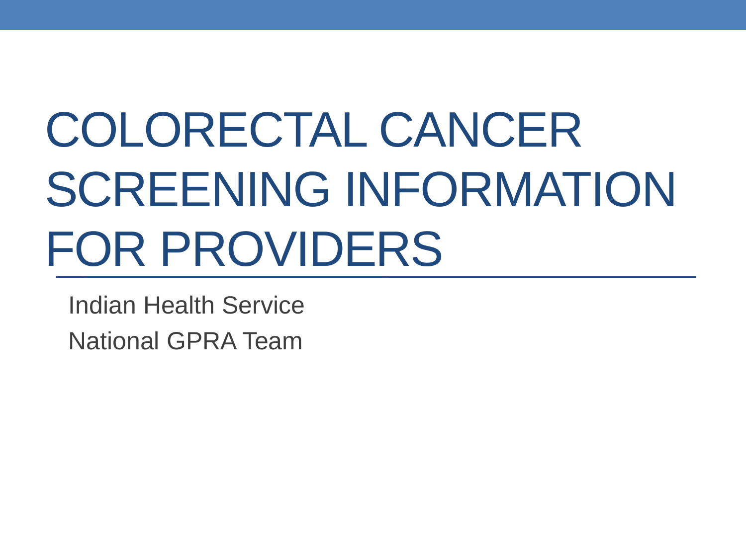# COLORECTAL CANCER SCREENING INFORMATION FOR PROVIDERS

Indian Health Service

National GPRA Team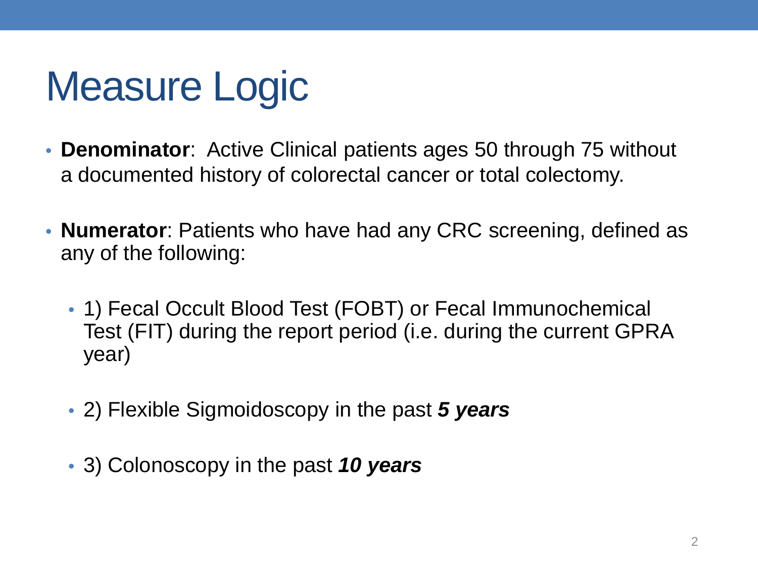# Measure Logic

- **Denominator**: Active Clinical patients ages 50 through 75 without a documented history of colorectal cancer or total colectomy.
- **Numerator**: Patients who have had any CRC screening, defined as any of the following:
  - 1) Fecal Occult Blood Test (FOBT) or Fecal Immunochemical Test (FIT) during the report period (i.e. during the current GPRA year)
  - 2) Flexible Sigmoidoscopy in the past ***5 years***
  - 3) Colonoscopy in the past ***10 years***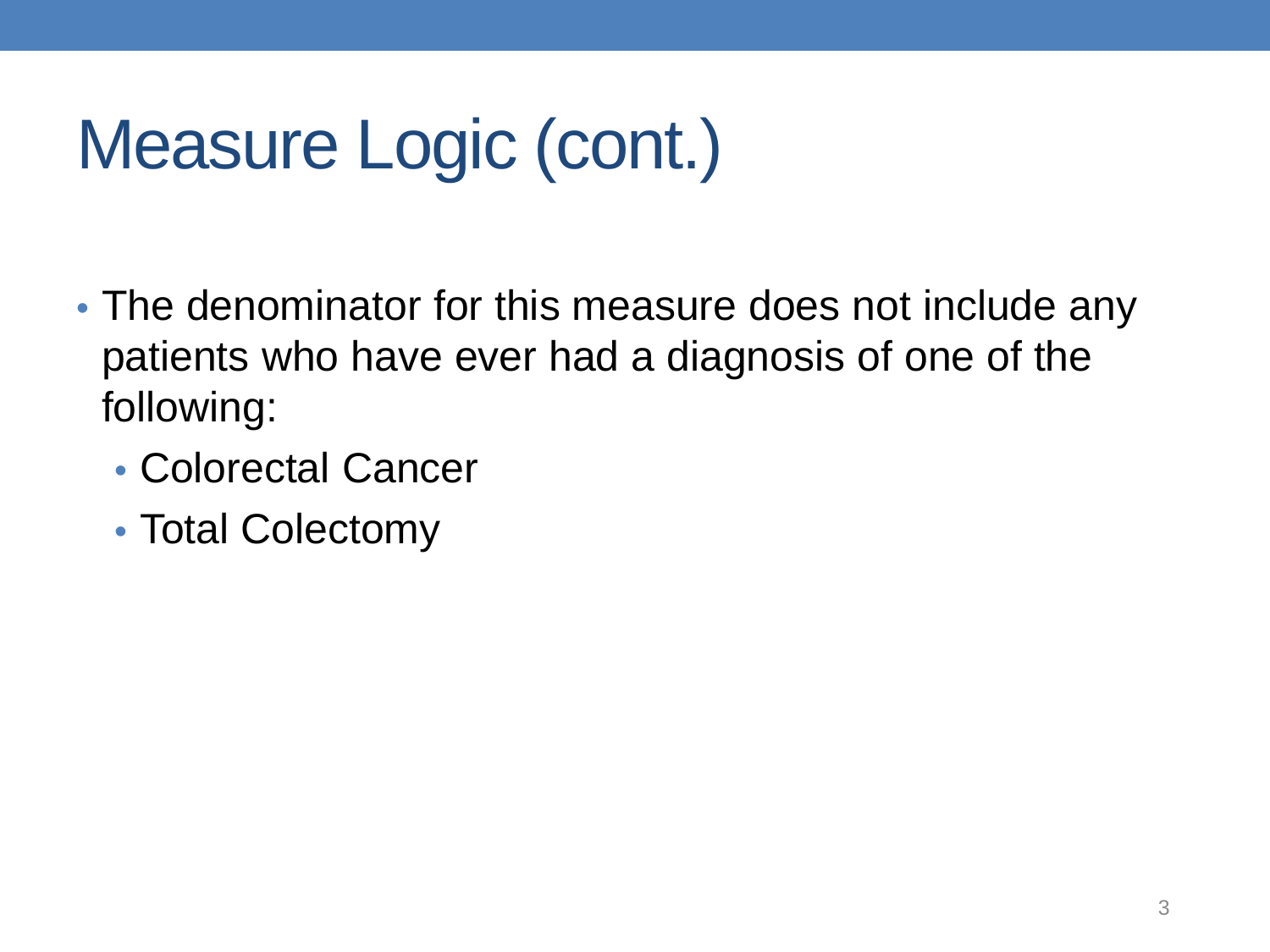# Measure Logic (cont.)

- The denominator for this measure does not include any patients who have ever had a diagnosis of one of the following:
  - Colorectal Cancer
  - Total Colectomy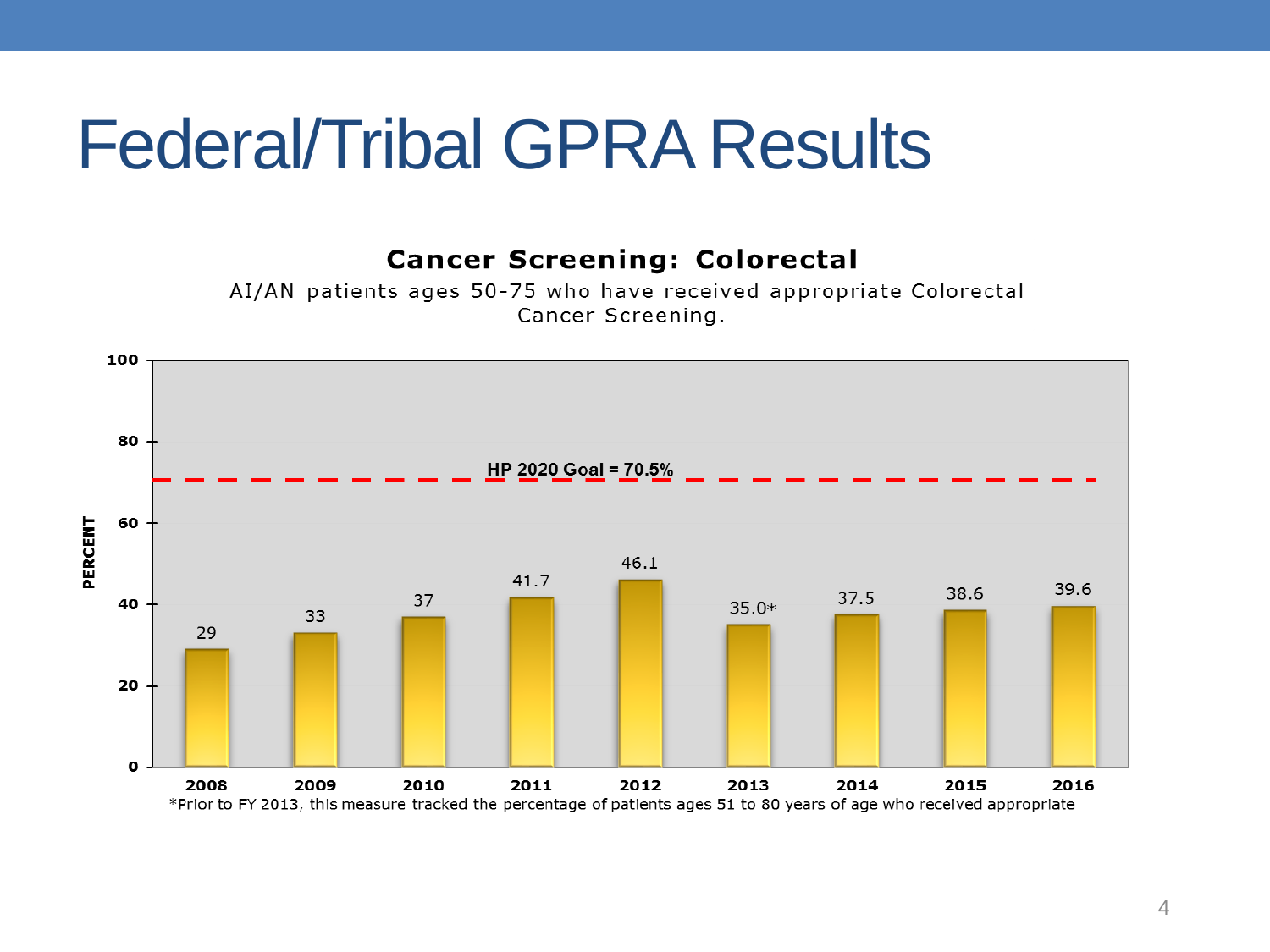# Federal/Tribal GPRA Results

**Cancer Screening: Colorectal**

AI/AN patients ages 50-75 who have received appropriate Colorectal Cancer Screening.

HP 2020 Goal = 70.5%

| Year | Percent |
| --- | --- |
| 2008 | 29 |
| 2009 | 33 |
| 2010 | 37 |
| 2011 | 41.7 |
| 2012 | 46.1 |
| 2013 | 35.0* |
| 2014 | 37.5 |
| 2015 | 38.6 |
| 2016 | 39.6 |

*Prior to FY 2013, this measure tracked the percentage of patients ages 51 to 80 years of age who received appropriate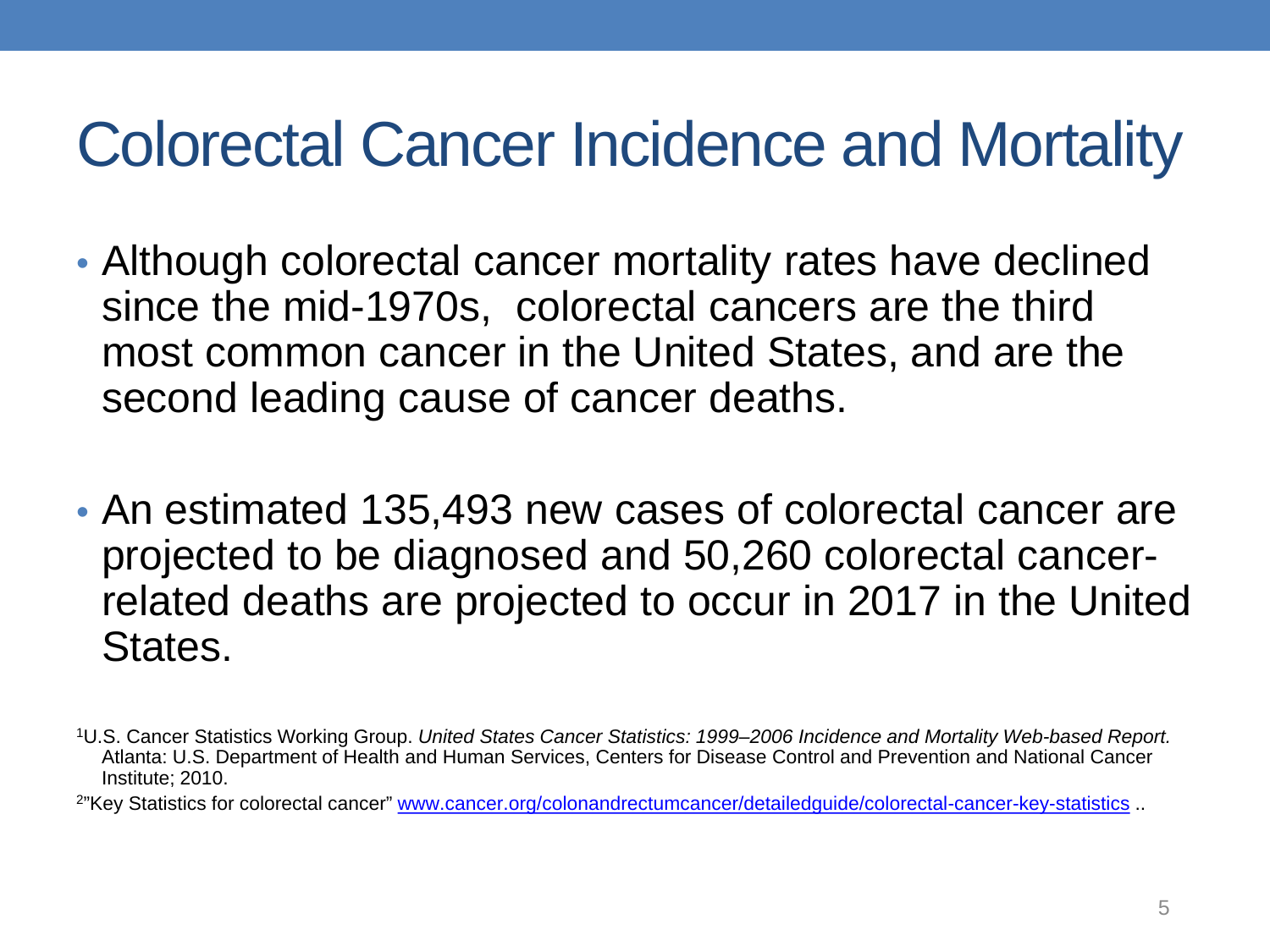# Colorectal Cancer Incidence and Mortality

- Although colorectal cancer mortality rates have declined since the mid-1970s,  colorectal cancers are the third most common cancer in the United States, and are the second leading cause of cancer deaths.

- An estimated 135,493 new cases of colorectal cancer are projected to be diagnosed and 50,260 colorectal cancer-related deaths are projected to occur in 2017 in the United States.

[1]U.S. Cancer Statistics Working Group. *United States Cancer Statistics: 1999–2006 Incidence and Mortality Web-based Report.* Atlanta: U.S. Department of Health and Human Services, Centers for Disease Control and Prevention and National Cancer Institute; 2010.

[2]"Key Statistics for colorectal cancer" www.cancer.org/colonandrectumcancer/detailedguide/colorectal-cancer-key-statistics ..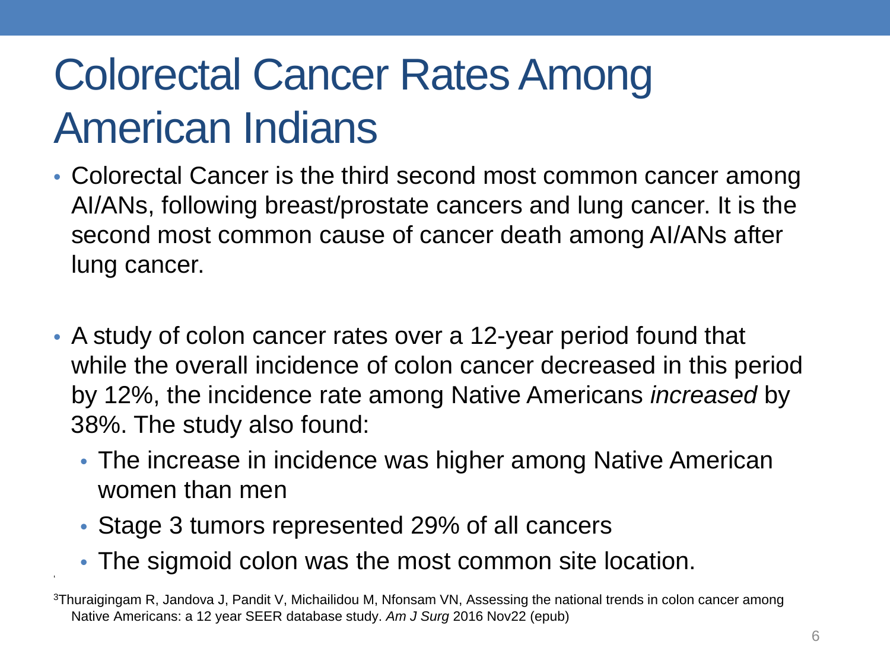# Colorectal Cancer Rates Among American Indians

- Colorectal Cancer is the third second most common cancer among AI/ANs, following breast/prostate cancers and lung cancer. It is the second most common cause of cancer death among AI/ANs after lung cancer.

- A study of colon cancer rates over a 12-year period found that while the overall incidence of colon cancer decreased in this period by 12%, the incidence rate among Native Americans *increased* by 38%. The study also found:
  - The increase in incidence was higher among Native American women than men
  - Stage 3 tumors represented 29% of all cancers
  - The sigmoid colon was the most common site location.

[3]Thuraigingam R, Jandova J, Pandit V, Michailidou M, Nfonsam VN, Assessing the national trends in colon cancer among Native Americans: a 12 year SEER database study. *Am J Surg* 2016 Nov22 (epub)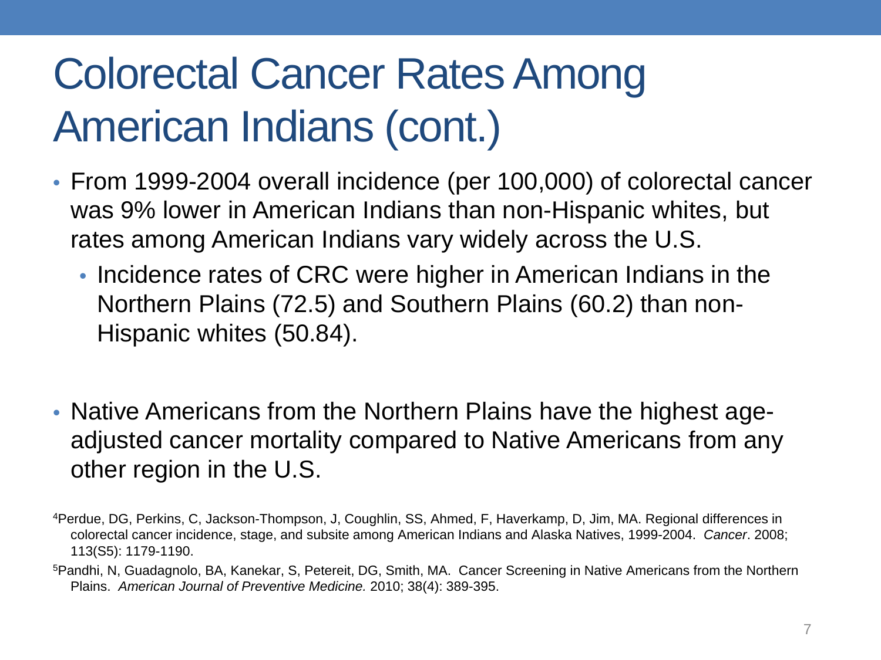# Colorectal Cancer Rates Among American Indians (cont.)

- From 1999-2004 overall incidence (per 100,000) of colorectal cancer was 9% lower in American Indians than non-Hispanic whites, but rates among American Indians vary widely across the U.S.
  - Incidence rates of CRC were higher in American Indians in the Northern Plains (72.5) and Southern Plains (60.2) than non-Hispanic whites (50.84).

- Native Americans from the Northern Plains have the highest age-adjusted cancer mortality compared to Native Americans from any other region in the U.S.

[4]Perdue, DG, Perkins, C, Jackson-Thompson, J, Coughlin, SS, Ahmed, F, Haverkamp, D, Jim, MA. Regional differences in colorectal cancer incidence, stage, and subsite among American Indians and Alaska Natives, 1999-2004. *Cancer*. 2008; 113(S5): 1179-1190.

[5]Pandhi, N, Guadagnolo, BA, Kanekar, S, Petereit, DG, Smith, MA. Cancer Screening in Native Americans from the Northern Plains. *American Journal of Preventive Medicine.* 2010; 38(4): 389-395.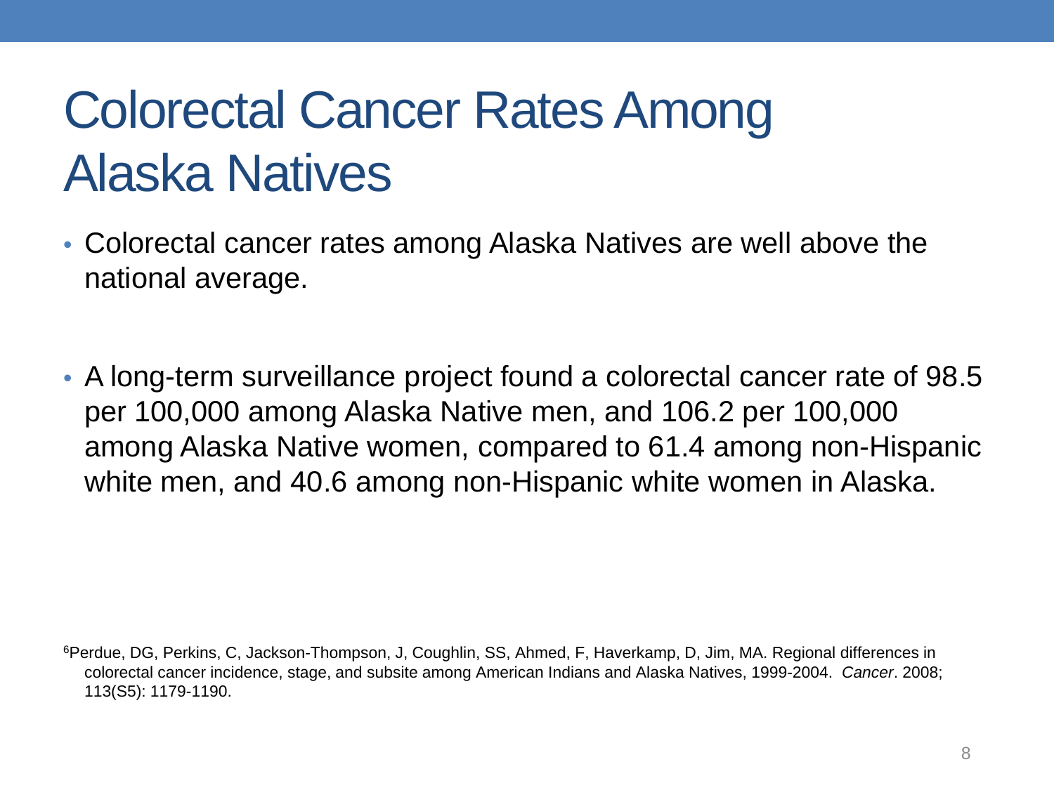# Colorectal Cancer Rates Among Alaska Natives

- Colorectal cancer rates among Alaska Natives are well above the national average.

- A long-term surveillance project found a colorectal cancer rate of 98.5 per 100,000 among Alaska Native men, and 106.2 per 100,000 among Alaska Native women, compared to 61.4 among non-Hispanic white men, and 40.6 among non-Hispanic white women in Alaska.

[6]Perdue, DG, Perkins, C, Jackson-Thompson, J, Coughlin, SS, Ahmed, F, Haverkamp, D, Jim, MA. Regional differences in colorectal cancer incidence, stage, and subsite among American Indians and Alaska Natives, 1999-2004. *Cancer*. 2008; 113(S5): 1179-1190.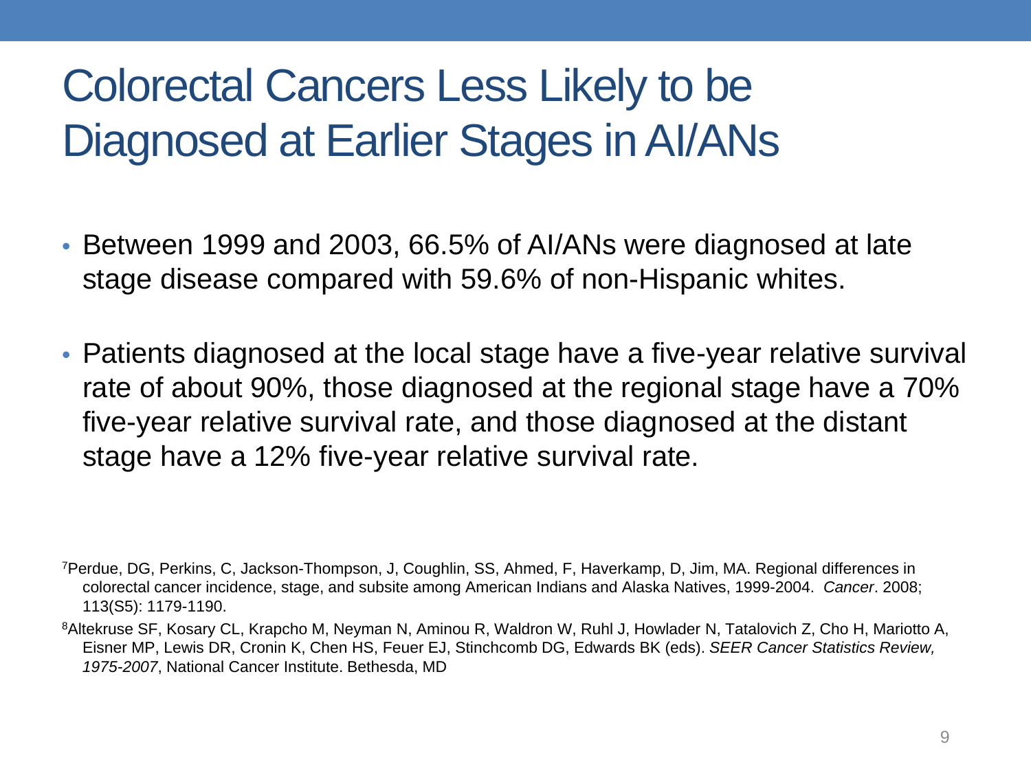# Colorectal Cancers Less Likely to be Diagnosed at Earlier Stages in AI/ANs

- Between 1999 and 2003, 66.5% of AI/ANs were diagnosed at late stage disease compared with 59.6% of non-Hispanic whites.

- Patients diagnosed at the local stage have a five-year relative survival rate of about 90%, those diagnosed at the regional stage have a 70% five-year relative survival rate, and those diagnosed at the distant stage have a 12% five-year relative survival rate.

[7]Perdue, DG, Perkins, C, Jackson-Thompson, J, Coughlin, SS, Ahmed, F, Haverkamp, D, Jim, MA. Regional differences in colorectal cancer incidence, stage, and subsite among American Indians and Alaska Natives, 1999-2004. *Cancer*. 2008; 113(S5): 1179-1190.

[8]Altekruse SF, Kosary CL, Krapcho M, Neyman N, Aminou R, Waldron W, Ruhl J, Howlader N, Tatalovich Z, Cho H, Mariotto A, Eisner MP, Lewis DR, Cronin K, Chen HS, Feuer EJ, Stinchcomb DG, Edwards BK (eds). *SEER Cancer Statistics Review, 1975-2007*, National Cancer Institute. Bethesda, MD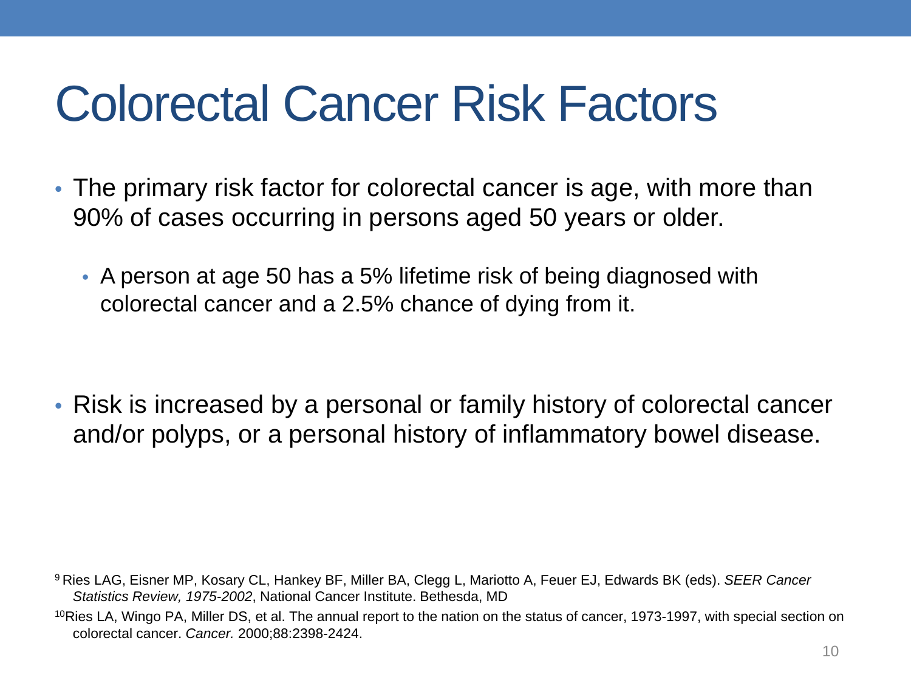# Colorectal Cancer Risk Factors

- The primary risk factor for colorectal cancer is age, with more than 90% of cases occurring in persons aged 50 years or older.
  - A person at age 50 has a 5% lifetime risk of being diagnosed with colorectal cancer and a 2.5% chance of dying from it.

- Risk is increased by a personal or family history of colorectal cancer and/or polyps, or a personal history of inflammatory bowel disease.

[9] Ries LAG, Eisner MP, Kosary CL, Hankey BF, Miller BA, Clegg L, Mariotto A, Feuer EJ, Edwards BK (eds). *SEER Cancer Statistics Review, 1975-2002*, National Cancer Institute. Bethesda, MD

[10] Ries LA, Wingo PA, Miller DS, et al. The annual report to the nation on the status of cancer, 1973-1997, with special section on colorectal cancer. *Cancer.* 2000;88:2398-2424.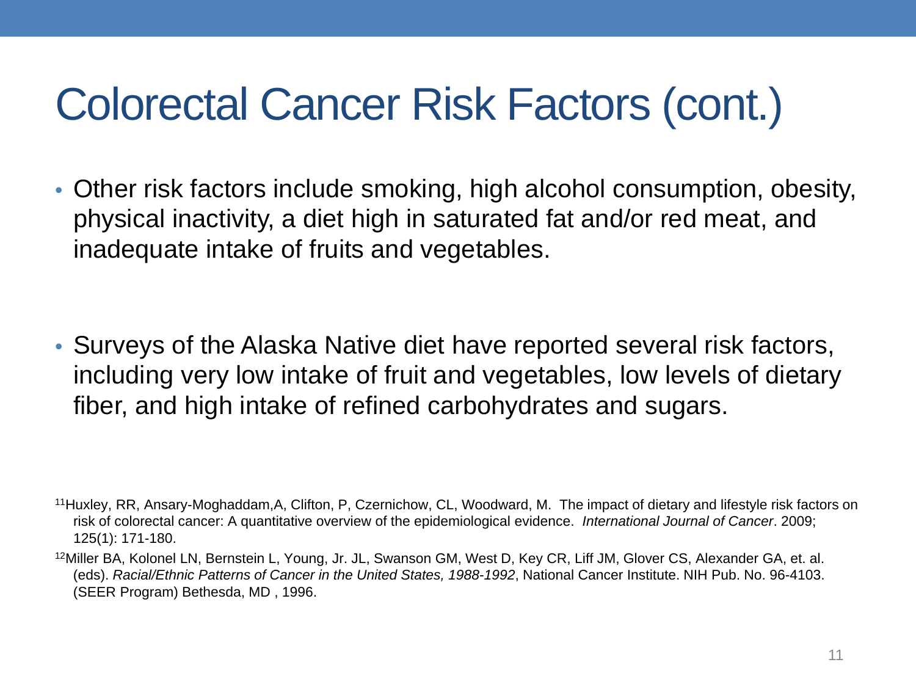# Colorectal Cancer Risk Factors (cont.)

- Other risk factors include smoking, high alcohol consumption, obesity, physical inactivity, a diet high in saturated fat and/or red meat, and inadequate intake of fruits and vegetables.

- Surveys of the Alaska Native diet have reported several risk factors, including very low intake of fruit and vegetables, low levels of dietary fiber, and high intake of refined carbohydrates and sugars.

[11]Huxley, RR, Ansary-Moghaddam,A, Clifton, P, Czernichow, CL, Woodward, M. The impact of dietary and lifestyle risk factors on risk of colorectal cancer: A quantitative overview of the epidemiological evidence. *International Journal of Cancer*. 2009; 125(1): 171-180.

[12]Miller BA, Kolonel LN, Bernstein L, Young, Jr. JL, Swanson GM, West D, Key CR, Liff JM, Glover CS, Alexander GA, et. al. (eds). *Racial/Ethnic Patterns of Cancer in the United States, 1988-1992*, National Cancer Institute. NIH Pub. No. 96-4103. (SEER Program) Bethesda, MD , 1996.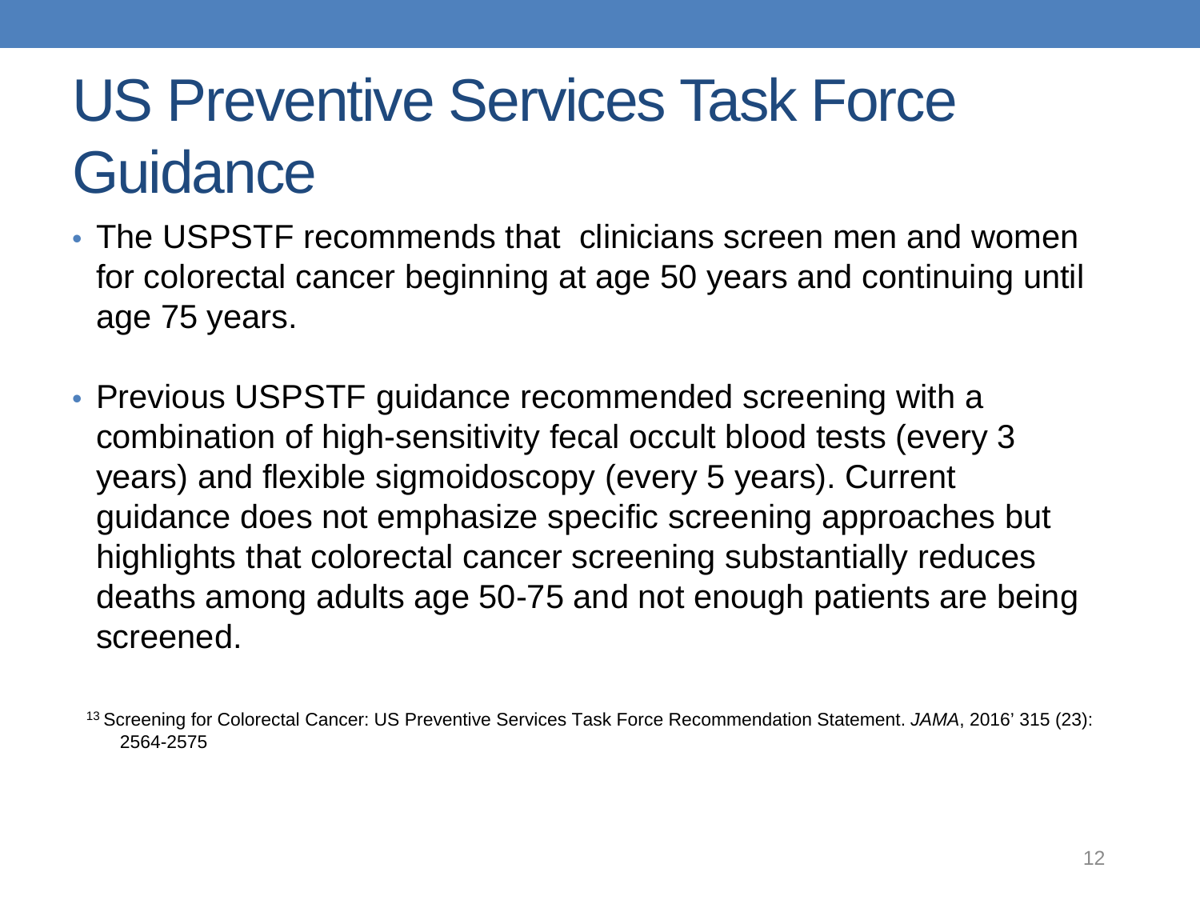# US Preventive Services Task Force Guidance

- The USPSTF recommends that clinicians screen men and women for colorectal cancer beginning at age 50 years and continuing until age 75 years.

- Previous USPSTF guidance recommended screening with a combination of high-sensitivity fecal occult blood tests (every 3 years) and flexible sigmoidoscopy (every 5 years). Current guidance does not emphasize specific screening approaches but highlights that colorectal cancer screening substantially reduces deaths among adults age 50-75 and not enough patients are being screened.

[13] Screening for Colorectal Cancer: US Preventive Services Task Force Recommendation Statement. *JAMA*, 2016' 315 (23): 2564-2575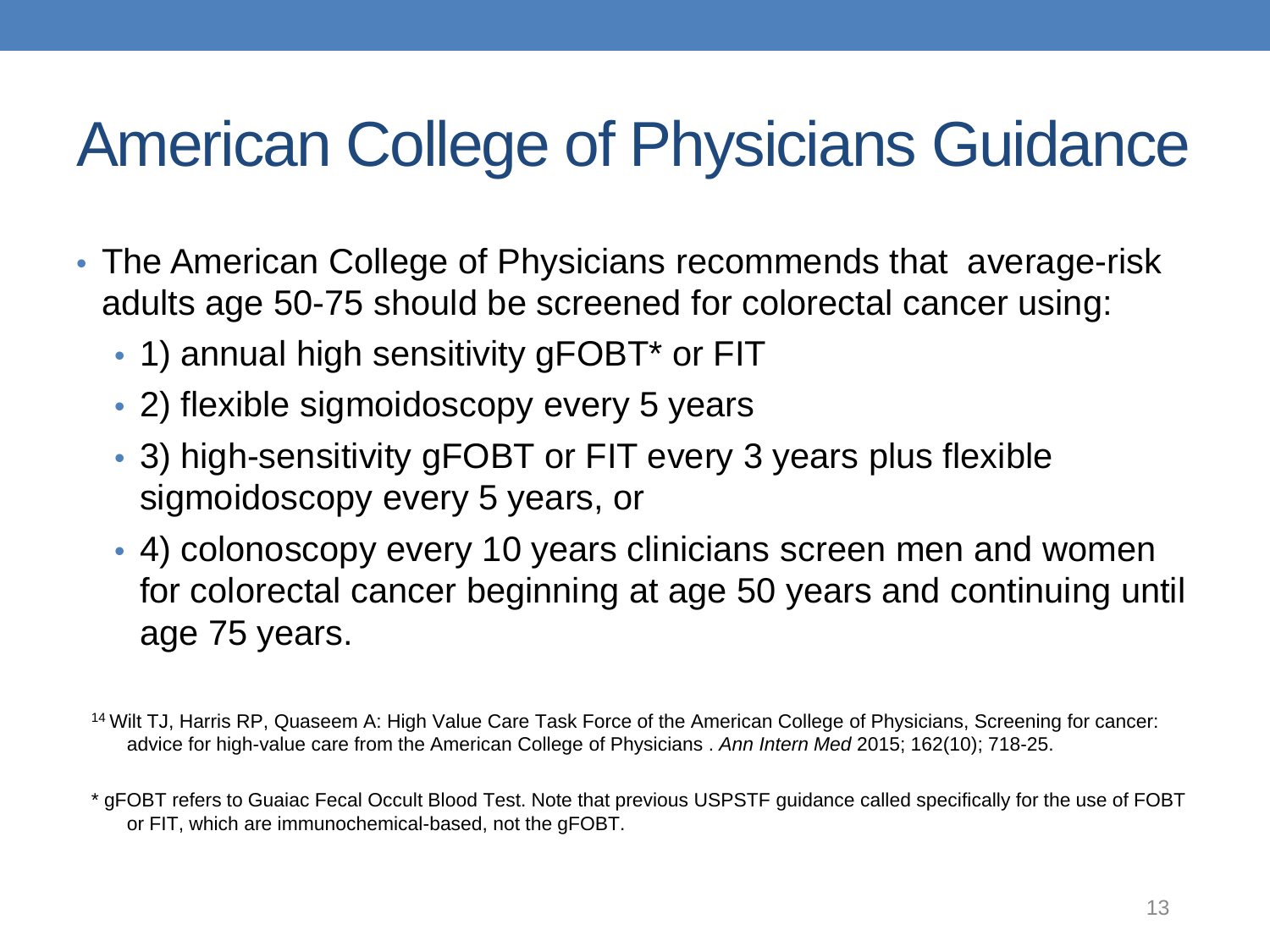# American College of Physicians Guidance

- The American College of Physicians recommends that average-risk adults age 50-75 should be screened for colorectal cancer using:
  - 1) annual high sensitivity gFOBT* or FIT
  - 2) flexible sigmoidoscopy every 5 years
  - 3) high-sensitivity gFOBT or FIT every 3 years plus flexible sigmoidoscopy every 5 years, or
  - 4) colonoscopy every 10 years clinicians screen men and women for colorectal cancer beginning at age 50 years and continuing until age 75 years.

[14] Wilt TJ, Harris RP, Quaseem A: High Value Care Task Force of the American College of Physicians, Screening for cancer: advice for high-value care from the American College of Physicians . *Ann Intern Med* 2015; 162(10); 718-25.

* gFOBT refers to Guaiac Fecal Occult Blood Test. Note that previous USPSTF guidance called specifically for the use of FOBT or FIT, which are immunochemical-based, not the gFOBT.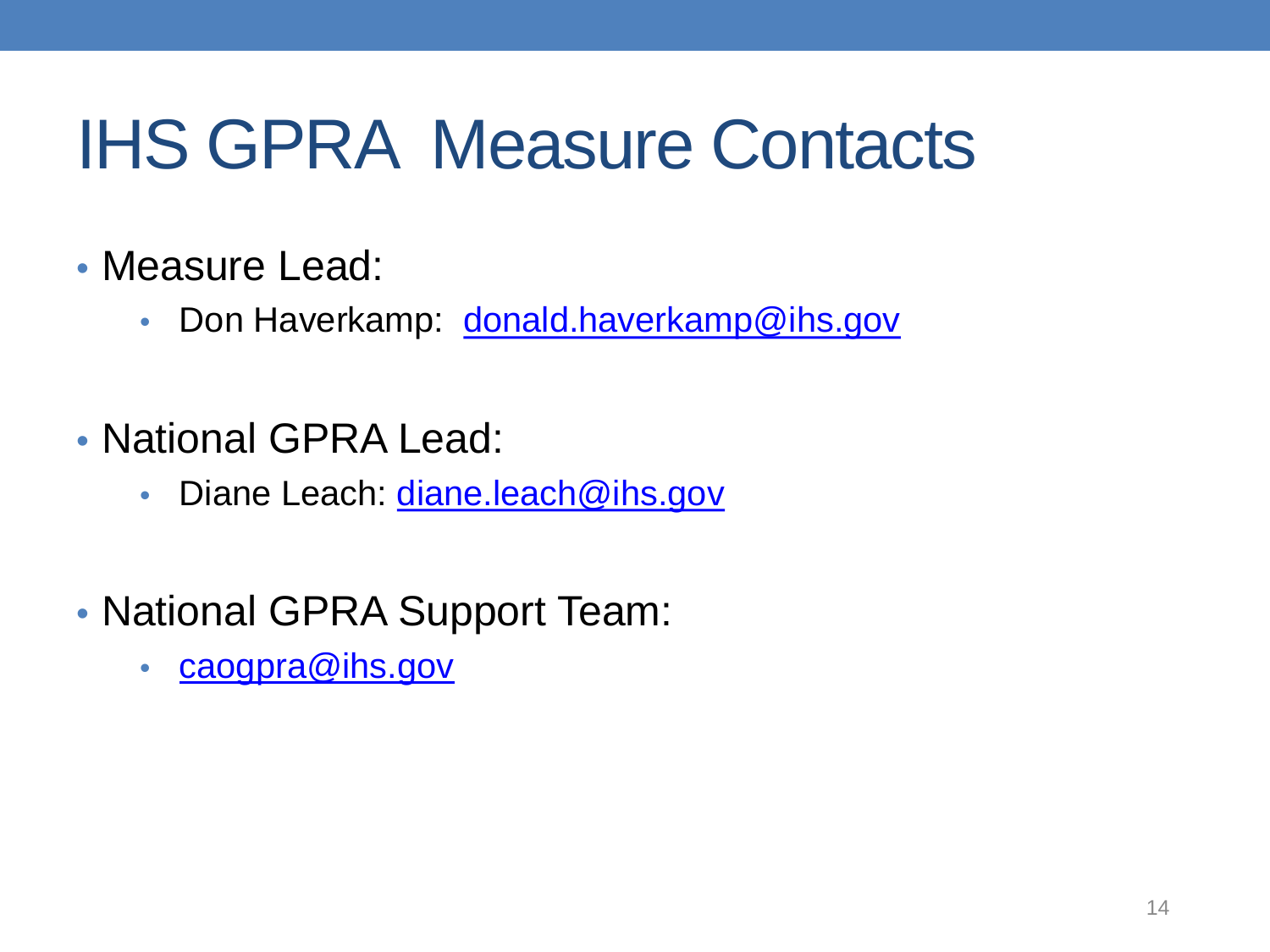# IHS GPRA Measure Contacts

- Measure Lead:
  - Don Haverkamp: donald.haverkamp@ihs.gov
- National GPRA Lead:
  - Diane Leach: diane.leach@ihs.gov
- National GPRA Support Team:
  - caogpra@ihs.gov